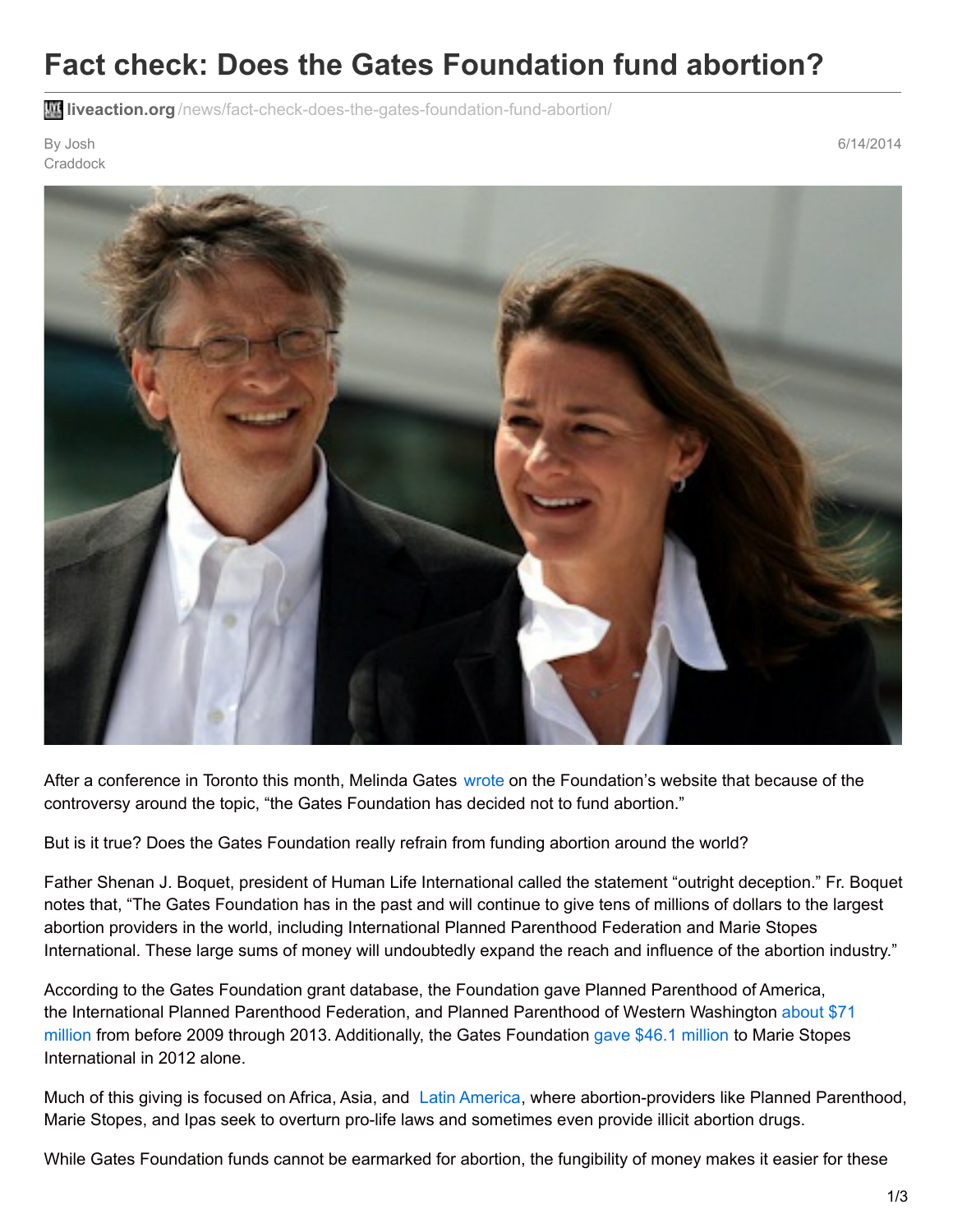# Fact check: Does the Gates Foundation fund abortion?

liveaction.org/news/fact-check-does-the-gates-foundation-fund-abortion/

By Josh Craddock

6/14/2014

After a conference in Toronto this month, Melinda Gates wrote on the Foundation's website that because of the controversy around the topic, "the Gates Foundation has decided not to fund abortion."

But is it true? Does the Gates Foundation really refrain from funding abortion around the world?

Father Shenan J. Boquet, president of Human Life International called the statement "outright deception." Fr. Boquet notes that, "The Gates Foundation has in the past and will continue to give tens of millions of dollars to the largest abortion providers in the world, including International Planned Parenthood Federation and Marie Stopes International. These large sums of money will undoubtedly expand the reach and influence of the abortion industry."

According to the Gates Foundation grant database, the Foundation gave Planned Parenthood of America, the International Planned Parenthood Federation, and Planned Parenthood of Western Washington about $71 million from before 2009 through 2013. Additionally, the Gates Foundation gave $46.1 million to Marie Stopes International in 2012 alone.

Much of this giving is focused on Africa, Asia, and Latin America, where abortion-providers like Planned Parenthood, Marie Stopes, and Ipas seek to overturn pro-life laws and sometimes even provide illicit abortion drugs.

While Gates Foundation funds cannot be earmarked for abortion, the fungibility of money makes it easier for these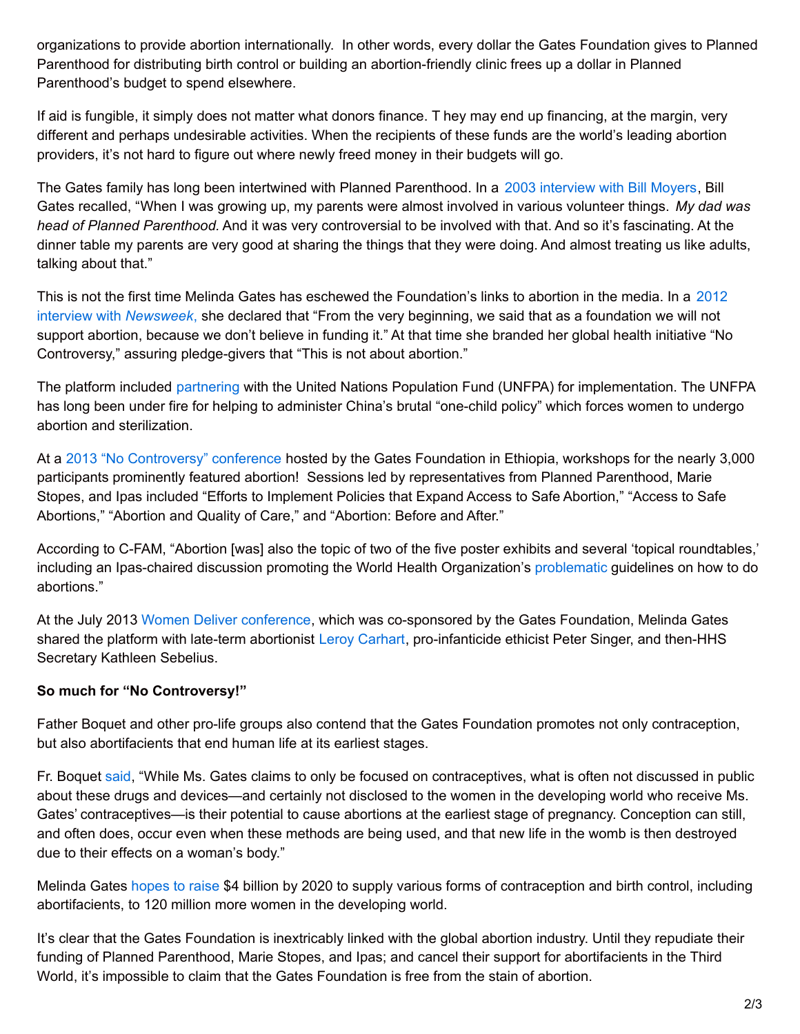organizations to provide abortion internationally. In other words, every dollar the Gates Foundation gives to Planned Parenthood for distributing birth control or building an abortion-friendly clinic frees up a dollar in Planned Parenthood's budget to spend elsewhere.

If aid is fungible, it simply does not matter what donors finance. T hey may end up financing, at the margin, very different and perhaps undesirable activities. When the recipients of these funds are the world's leading abortion providers, it's not hard to figure out where newly freed money in their budgets will go.

The Gates family has long been intertwined with Planned Parenthood. In a 2003 interview with Bill Moyers, Bill Gates recalled, "When I was growing up, my parents were almost involved in various volunteer things. *My dad was head of Planned Parenthood.* And it was very controversial to be involved with that. And so it's fascinating. At the dinner table my parents are very good at sharing the things that they were doing. And almost treating us like adults, talking about that."

This is not the first time Melinda Gates has eschewed the Foundation's links to abortion in the media. In a 2012 interview with *Newsweek,* she declared that "From the very beginning, we said that as a foundation we will not support abortion, because we don't believe in funding it." At that time she branded her global health initiative "No Controversy," assuring pledge-givers that "This is not about abortion."

The platform included partnering with the United Nations Population Fund (UNFPA) for implementation. The UNFPA has long been under fire for helping to administer China's brutal "one-child policy" which forces women to undergo abortion and sterilization.

At a 2013 "No Controversy" conference hosted by the Gates Foundation in Ethiopia, workshops for the nearly 3,000 participants prominently featured abortion! Sessions led by representatives from Planned Parenthood, Marie Stopes, and Ipas included "Efforts to Implement Policies that Expand Access to Safe Abortion," "Access to Safe Abortions," "Abortion and Quality of Care," and "Abortion: Before and After."

According to C-FAM, "Abortion [was] also the topic of two of the five poster exhibits and several 'topical roundtables,' including an Ipas-chaired discussion promoting the World Health Organization's problematic guidelines on how to do abortions."

At the July 2013 Women Deliver conference, which was co-sponsored by the Gates Foundation, Melinda Gates shared the platform with late-term abortionist Leroy Carhart, pro-infanticide ethicist Peter Singer, and then-HHS Secretary Kathleen Sebelius.

**So much for "No Controversy!"**

Father Boquet and other pro-life groups also contend that the Gates Foundation promotes not only contraception, but also abortifacients that end human life at its earliest stages.

Fr. Boquet said, "While Ms. Gates claims to only be focused on contraceptives, what is often not discussed in public about these drugs and devices—and certainly not disclosed to the women in the developing world who receive Ms. Gates' contraceptives—is their potential to cause abortions at the earliest stage of pregnancy. Conception can still, and often does, occur even when these methods are being used, and that new life in the womb is then destroyed due to their effects on a woman's body."

Melinda Gates hopes to raise $4 billion by 2020 to supply various forms of contraception and birth control, including abortifacients, to 120 million more women in the developing world.

It's clear that the Gates Foundation is inextricably linked with the global abortion industry. Until they repudiate their funding of Planned Parenthood, Marie Stopes, and Ipas; and cancel their support for abortifacients in the Third World, it's impossible to claim that the Gates Foundation is free from the stain of abortion.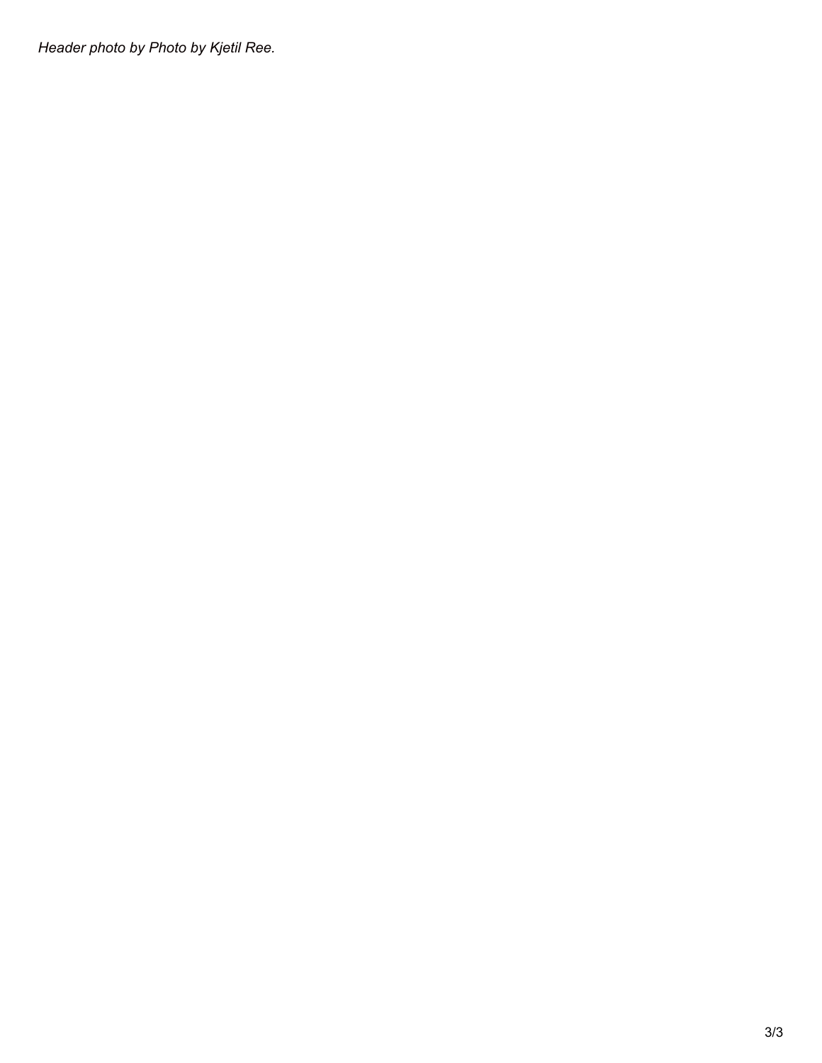*Header photo by Photo by Kjetil Ree.*